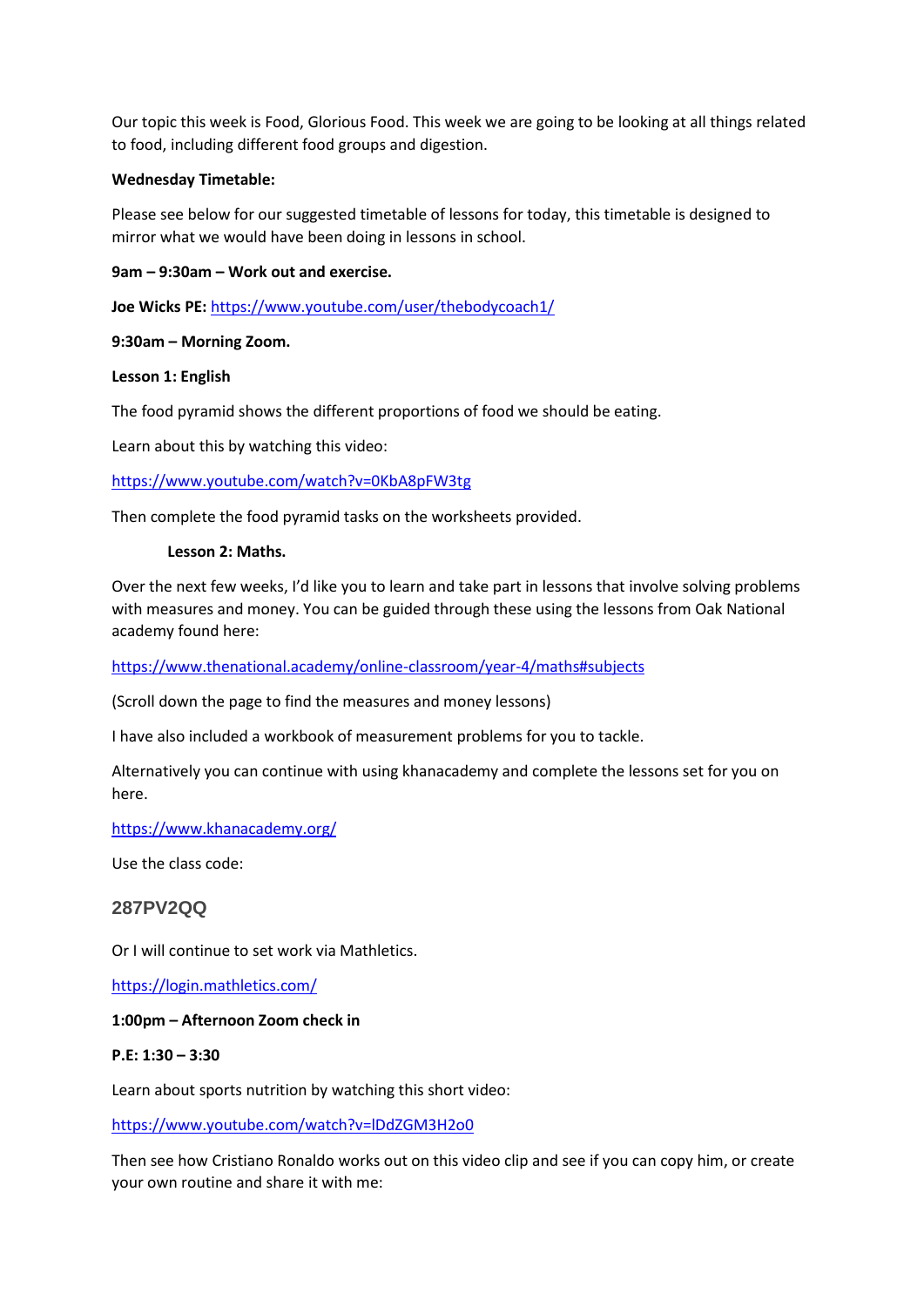Our topic this week is Food, Glorious Food. This week we are going to be looking at all things related to food, including different food groups and digestion.

**Wednesday Timetable:**

Please see below for our suggested timetable of lessons for today, this timetable is designed to mirror what we would have been doing in lessons in school.

**9am – 9:30am – Work out and exercise.**

**Joe Wicks PE:** https://www.youtube.com/user/thebodycoach1/

**9:30am – Morning Zoom.**

**Lesson 1: English**

The food pyramid shows the different proportions of food we should be eating.

Learn about this by watching this video:

https://www.youtube.com/watch?v=0KbA8pFW3tg

Then complete the food pyramid tasks on the worksheets provided.

**Lesson 2: Maths.**

Over the next few weeks, I'd like you to learn and take part in lessons that involve solving problems with measures and money. You can be guided through these using the lessons from Oak National academy found here:

https://www.thenational.academy/online-classroom/year-4/maths#subjects

(Scroll down the page to find the measures and money lessons)

I have also included a workbook of measurement problems for you to tackle.

Alternatively you can continue with using khanacademy and complete the lessons set for you on here.

https://www.khanacademy.org/

Use the class code:

### 287PV2QQ

Or I will continue to set work via Mathletics.

https://login.mathletics.com/

**1:00pm – Afternoon Zoom check in**

**P.E: 1:30 – 3:30**

Learn about sports nutrition by watching this short video:

https://www.youtube.com/watch?v=lDdZGM3H2o0

Then see how Cristiano Ronaldo works out on this video clip and see if you can copy him, or create your own routine and share it with me: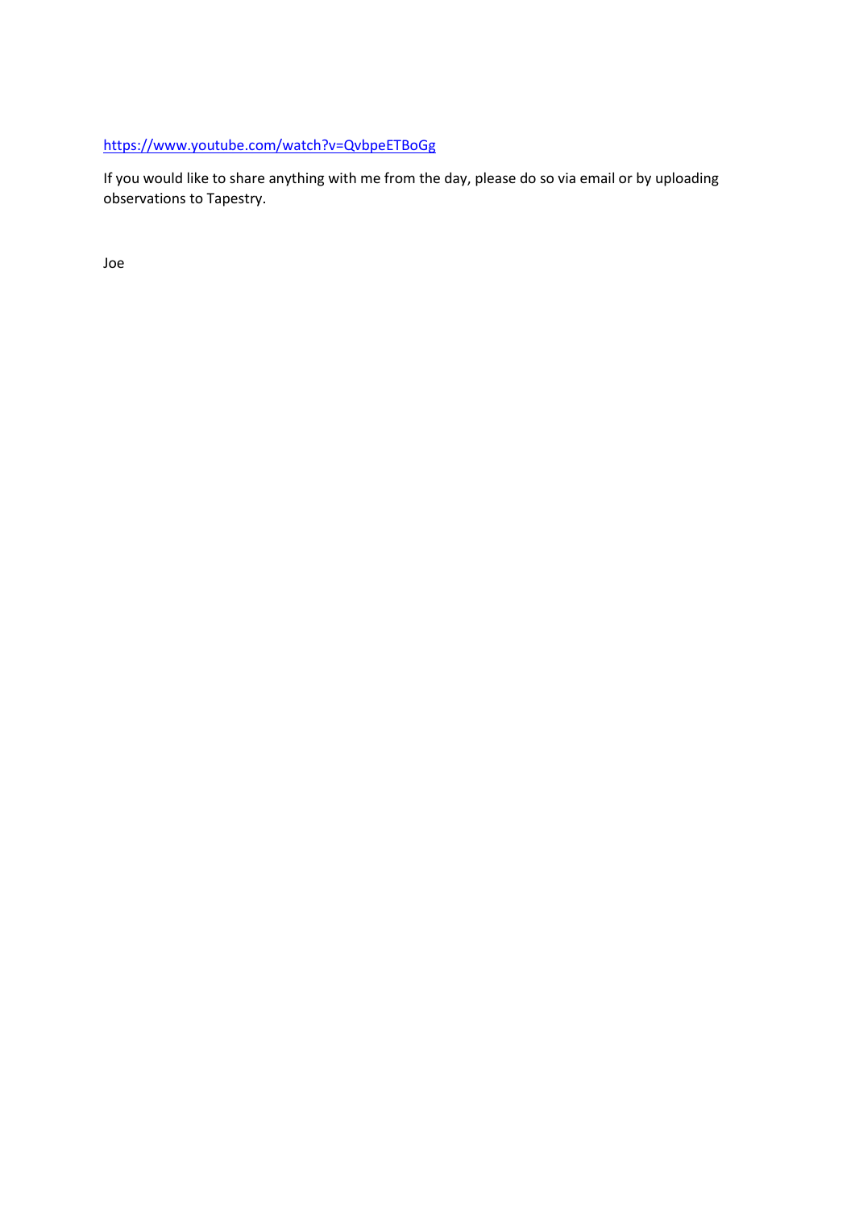https://www.youtube.com/watch?v=QvbpeETBoGg

If you would like to share anything with me from the day, please do so via email or by uploading observations to Tapestry.

Joe